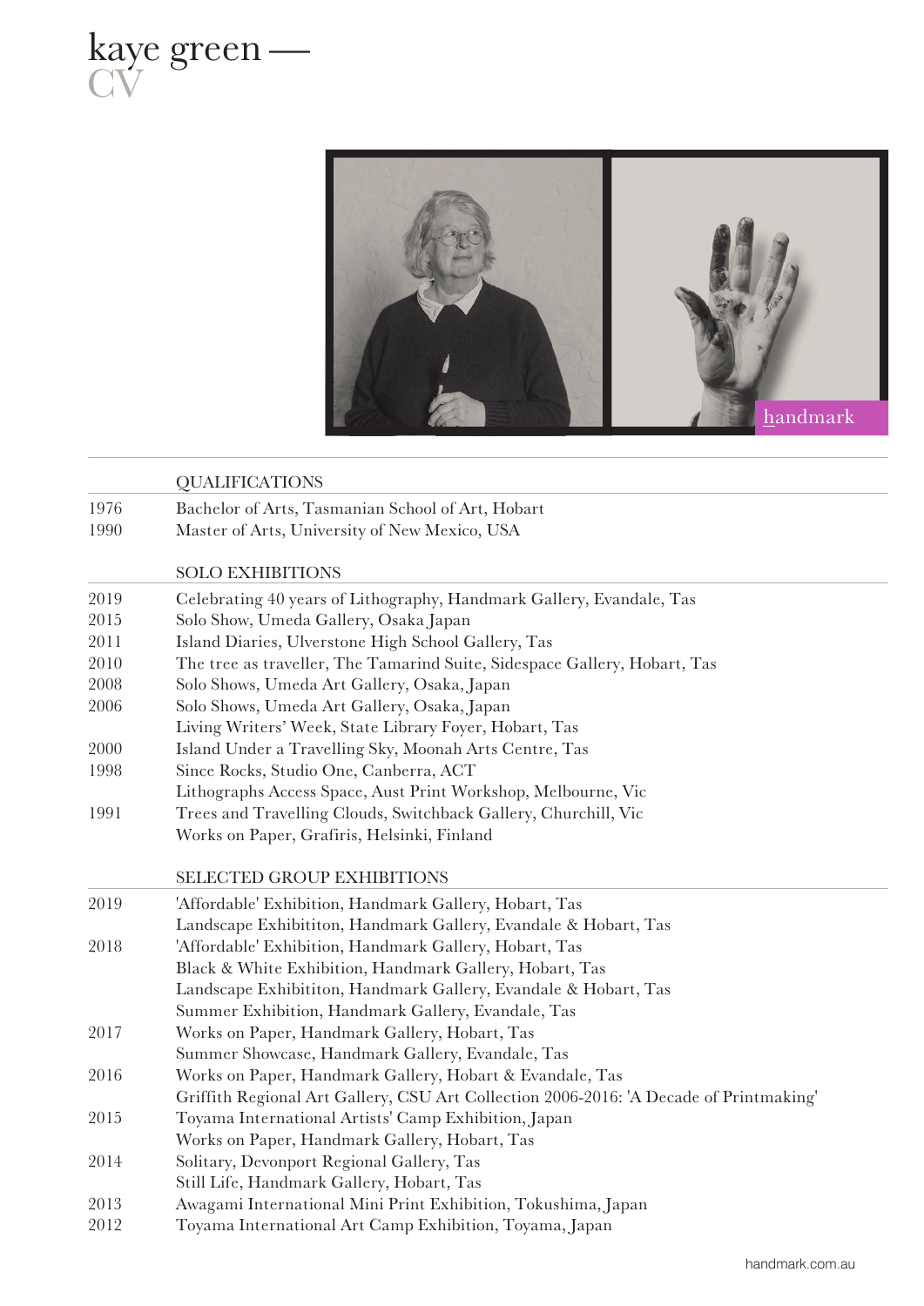# kaye green — CV

handmark

## QUALIFICATIONS

| | |
|---|---|
| 1976 | Bachelor of Arts, Tasmanian School of Art, Hobart |
| 1990 | Master of Arts, University of New Mexico, USA |

## SOLO EXHIBITIONS

| | |
|---|---|
| 2019 | Celebrating 40 years of Lithography, Handmark Gallery, Evandale, Tas |
| 2015 | Solo Show, Umeda Gallery, Osaka Japan |
| 2011 | Island Diaries, Ulverstone High School Gallery, Tas |
| 2010 | The tree as traveller, The Tamarind Suite, Sidespace Gallery, Hobart, Tas |
| 2008 | Solo Shows, Umeda Art Gallery, Osaka, Japan |
| 2006 | Solo Shows, Umeda Art Gallery, Osaka, Japan |
| | Living Writers' Week, State Library Foyer, Hobart, Tas |
| 2000 | Island Under a Travelling Sky, Moonah Arts Centre, Tas |
| 1998 | Since Rocks, Studio One, Canberra, ACT |
| | Lithographs Access Space, Aust Print Workshop, Melbourne, Vic |
| 1991 | Trees and Travelling Clouds, Switchback Gallery, Churchill, Vic |
| | Works on Paper, Grafiris, Helsinki, Finland |

## SELECTED GROUP EXHIBITIONS

| | |
|---|---|
| 2019 | 'Affordable' Exhibition, Handmark Gallery, Hobart, Tas |
| | Landscape Exhibititon, Handmark Gallery, Evandale & Hobart, Tas |
| 2018 | 'Affordable' Exhibition, Handmark Gallery, Hobart, Tas |
| | Black & White Exhibition, Handmark Gallery, Hobart, Tas |
| | Landscape Exhibititon, Handmark Gallery, Evandale & Hobart, Tas |
| | Summer Exhibition, Handmark Gallery, Evandale, Tas |
| 2017 | Works on Paper, Handmark Gallery, Hobart, Tas |
| | Summer Showcase, Handmark Gallery, Evandale, Tas |
| 2016 | Works on Paper, Handmark Gallery, Hobart & Evandale, Tas |
| | Griffith Regional Art Gallery, CSU Art Collection 2006-2016: 'A Decade of Printmaking' |
| 2015 | Toyama International Artists' Camp Exhibition, Japan |
| | Works on Paper, Handmark Gallery, Hobart, Tas |
| 2014 | Solitary, Devonport Regional Gallery, Tas |
| | Still Life, Handmark Gallery, Hobart, Tas |
| 2013 | Awagami International Mini Print Exhibition, Tokushima, Japan |
| 2012 | Toyama International Art Camp Exhibition, Toyama, Japan |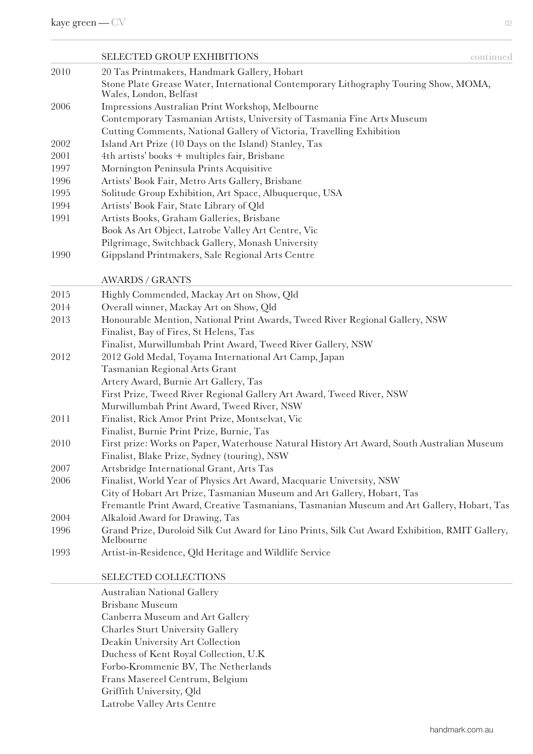## SELECTED GROUP EXHIBITIONS continued

| | |
|---|---|
| 2010 | 20 Tas Printmakers, Handmark Gallery, Hobart |
| | Stone Plate Grease Water, International Contemporary Lithography Touring Show, MOMA, Wales, London, Belfast |
| 2006 | Impressions Australian Print Workshop, Melbourne |
| | Contemporary Tasmanian Artists, University of Tasmania Fine Arts Museum |
| | Cutting Comments, National Gallery of Victoria, Travelling Exhibition |
| 2002 | Island Art Prize (10 Days on the Island) Stanley, Tas |
| 2001 | 4th artists' books + multiples fair, Brisbane |
| 1997 | Mornington Peninsula Prints Acquisitive |
| 1996 | Artists' Book Fair, Metro Arts Gallery, Brisbane |
| 1995 | Solitude Group Exhibition, Art Space, Albuquerque, USA |
| 1994 | Artists' Book Fair, State Library of Qld |
| 1991 | Artists Books, Graham Galleries, Brisbane |
| | Book As Art Object, Latrobe Valley Art Centre, Vic |
| | Pilgrimage, Switchback Gallery, Monash University |
| 1990 | Gippsland Printmakers, Sale Regional Arts Centre |

## AWARDS / GRANTS

| | |
|---|---|
| 2015 | Highly Commended, Mackay Art on Show, Qld |
| 2014 | Overall winner, Mackay Art on Show, Qld |
| 2013 | Honourable Mention, National Print Awards, Tweed River Regional Gallery, NSW |
| | Finalist, Bay of Fires, St Helens, Tas |
| | Finalist, Murwillumbah Print Award, Tweed River Gallery, NSW |
| 2012 | 2012 Gold Medal, Toyama International Art Camp, Japan |
| | Tasmanian Regional Arts Grant |
| | Artery Award, Burnie Art Gallery, Tas |
| | First Prize, Tweed River Regional Gallery Art Award, Tweed River, NSW |
| | Murwillumbah Print Award, Tweed River, NSW |
| 2011 | Finalist, Rick Amor Print Prize, Montselvat, Vic |
| | Finalist, Burnie Print Prize, Burnie, Tas |
| 2010 | First prize: Works on Paper, Waterhouse Natural History Art Award, South Australian Museum |
| | Finalist, Blake Prize, Sydney (touring), NSW |
| 2007 | Artsbridge International Grant, Arts Tas |
| 2006 | Finalist, World Year of Physics Art Award, Macquarie University, NSW |
| | City of Hobart Art Prize, Tasmanian Museum and Art Gallery, Hobart, Tas |
| | Fremantle Print Award, Creative Tasmanians, Tasmanian Museum and Art Gallery, Hobart, Tas |
| 2004 | Alkaloid Award for Drawing, Tas |
| 1996 | Grand Prize, Duroloid Silk Cut Award for Lino Prints, Silk Cut Award Exhibition, RMIT Gallery, Melbourne |
| 1993 | Artist-in-Residence, Qld Heritage and Wildlife Service |

## SELECTED COLLECTIONS

Australian National Gallery
Brisbane Museum
Canberra Museum and Art Gallery
Charles Sturt University Gallery
Deakin University Art Collection
Duchess of Kent Royal Collection, U.K
Forbo-Krommenie BV, The Netherlands
Frans Masereel Centrum, Belgium
Griffith University, Qld
Latrobe Valley Arts Centre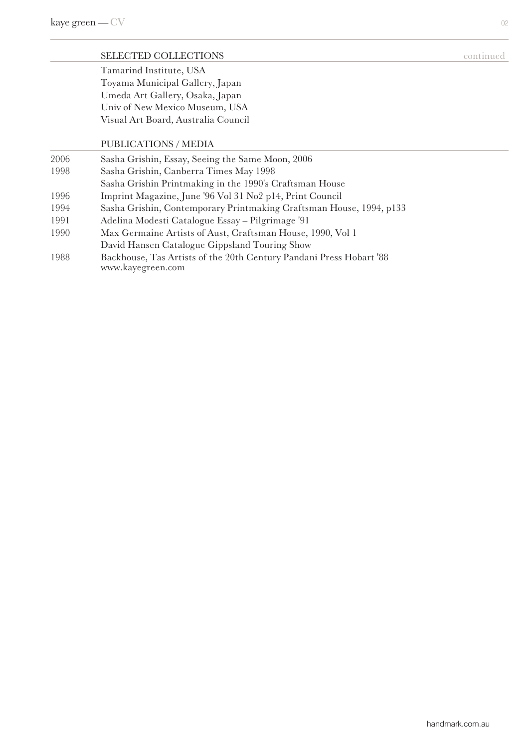## SELECTED COLLECTIONS

continued

Tamarind Institute, USA
Toyama Municipal Gallery, Japan
Umeda Art Gallery, Osaka, Japan
Univ of New Mexico Museum, USA
Visual Art Board, Australia Council

## PUBLICATIONS / MEDIA

| | |
|---|---|
| 2006 | Sasha Grishin, Essay, Seeing the Same Moon, 2006 |
| 1998 | Sasha Grishin, Canberra Times May 1998 |
| | Sasha Grishin Printmaking in the 1990's Craftsman House |
| 1996 | Imprint Magazine, June '96 Vol 31 No2 p14, Print Council |
| 1994 | Sasha Grishin, Contemporary Printmaking Craftsman House, 1994, p133 |
| 1991 | Adelina Modesti Catalogue Essay – Pilgrimage '91 |
| 1990 | Max Germaine Artists of Aust, Craftsman House, 1990, Vol 1 |
| | David Hansen Catalogue Gippsland Touring Show |
| 1988 | Backhouse, Tas Artists of the 20th Century Pandani Press Hobart '88 |
| | www.kayegreen.com |

handmark.com.au